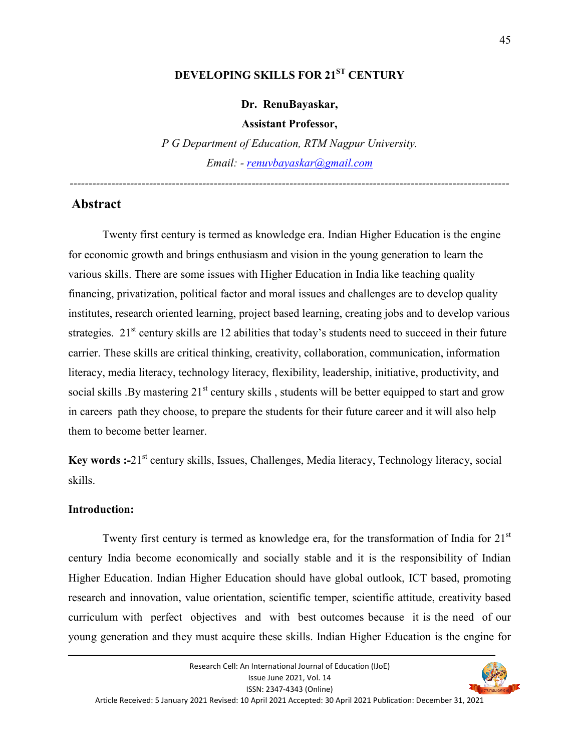# DEVELOPING SKILLS FOR 21ST CENTURY

**Dr. RenuBayaskar,**

**Assistant Professor,**

*P G Department of Education, RTM Nagpur University.*

*Email: - renuvbayaskar@gmail.com*

---

## Abstract

Twenty first century is termed as knowledge era. Indian Higher Education is the engine for economic growth and brings enthusiasm and vision in the young generation to learn the various skills. There are some issues with Higher Education in India like teaching quality financing, privatization, political factor and moral issues and challenges are to develop quality institutes, research oriented learning, project based learning, creating jobs and to develop various strategies. 21st century skills are 12 abilities that today's students need to succeed in their future carrier. These skills are critical thinking, creativity, collaboration, communication, information literacy, media literacy, technology literacy, flexibility, leadership, initiative, productivity, and social skills .By mastering 21st century skills , students will be better equipped to start and grow in careers path they choose, to prepare the students for their future career and it will also help them to become better learner.

**Key words :-**21st century skills, Issues, Challenges, Media literacy, Technology literacy, social skills.

### Introduction:

Twenty first century is termed as knowledge era, for the transformation of India for 21st century India become economically and socially stable and it is the responsibility of Indian Higher Education. Indian Higher Education should have global outlook, ICT based, promoting research and innovation, value orientation, scientific temper, scientific attitude, creativity based curriculum with perfect objectives and with best outcomes because it is the need of our young generation and they must acquire these skills. Indian Higher Education is the engine for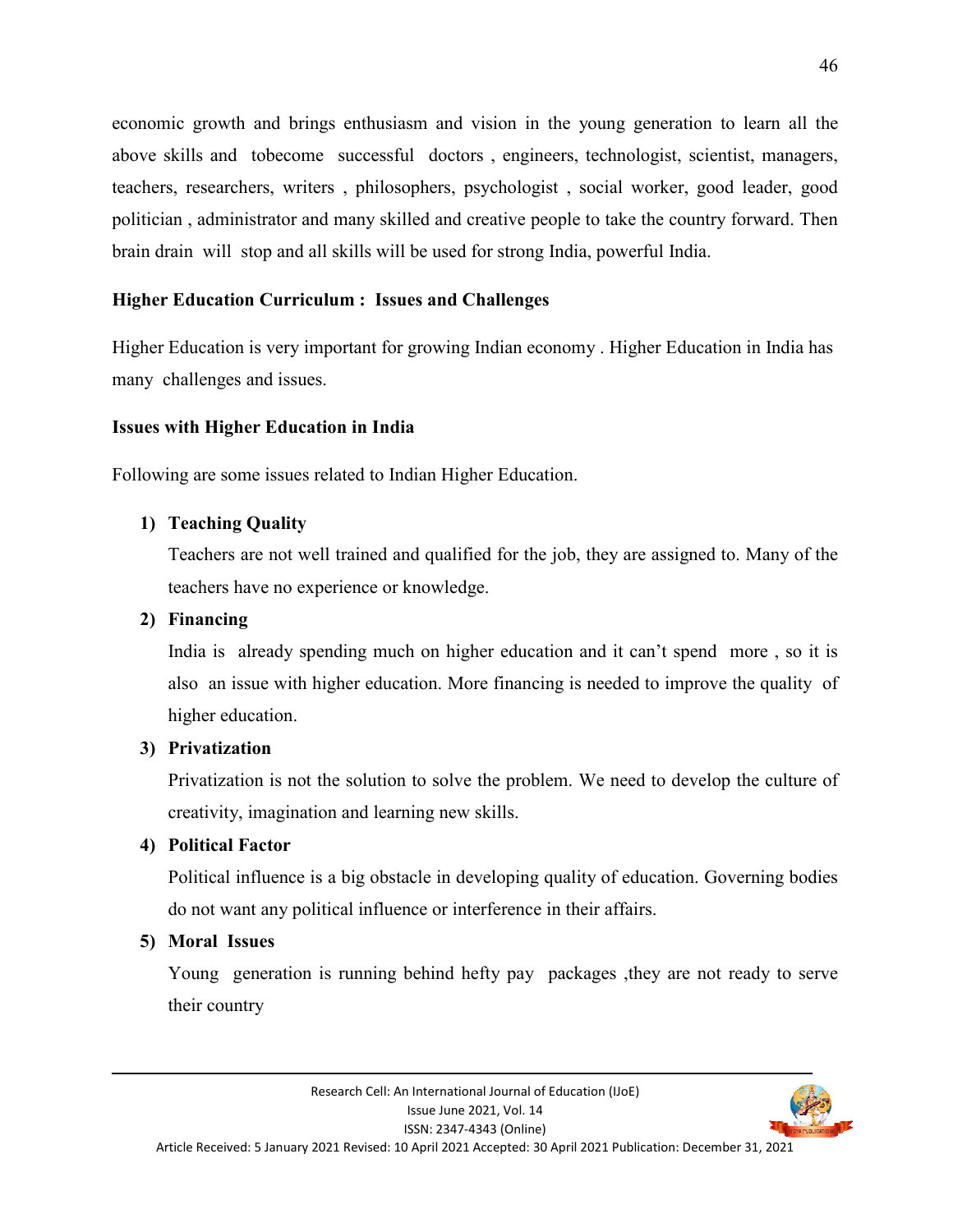economic growth and brings enthusiasm and vision in the young generation to learn all the above skills and tobecome successful doctors , engineers, technologist, scientist, managers, teachers, researchers, writers , philosophers, psychologist , social worker, good leader, good politician , administrator and many skilled and creative people to take the country forward. Then brain drain will stop and all skills will be used for strong India, powerful India.

**Higher Education Curriculum : Issues and Challenges**

Higher Education is very important for growing Indian economy . Higher Education in India has many challenges and issues.

**Issues with Higher Education in India**

Following are some issues related to Indian Higher Education.

1) **Teaching Quality**

   Teachers are not well trained and qualified for the job, they are assigned to. Many of the teachers have no experience or knowledge.

2) **Financing**

   India is already spending much on higher education and it can't spend more , so it is also an issue with higher education. More financing is needed to improve the quality of higher education.

3) **Privatization**

   Privatization is not the solution to solve the problem. We need to develop the culture of creativity, imagination and learning new skills.

4) **Political Factor**

   Political influence is a big obstacle in developing quality of education. Governing bodies do not want any political influence or interference in their affairs.

5) **Moral Issues**

   Young generation is running behind hefty pay packages ,they are not ready to serve their country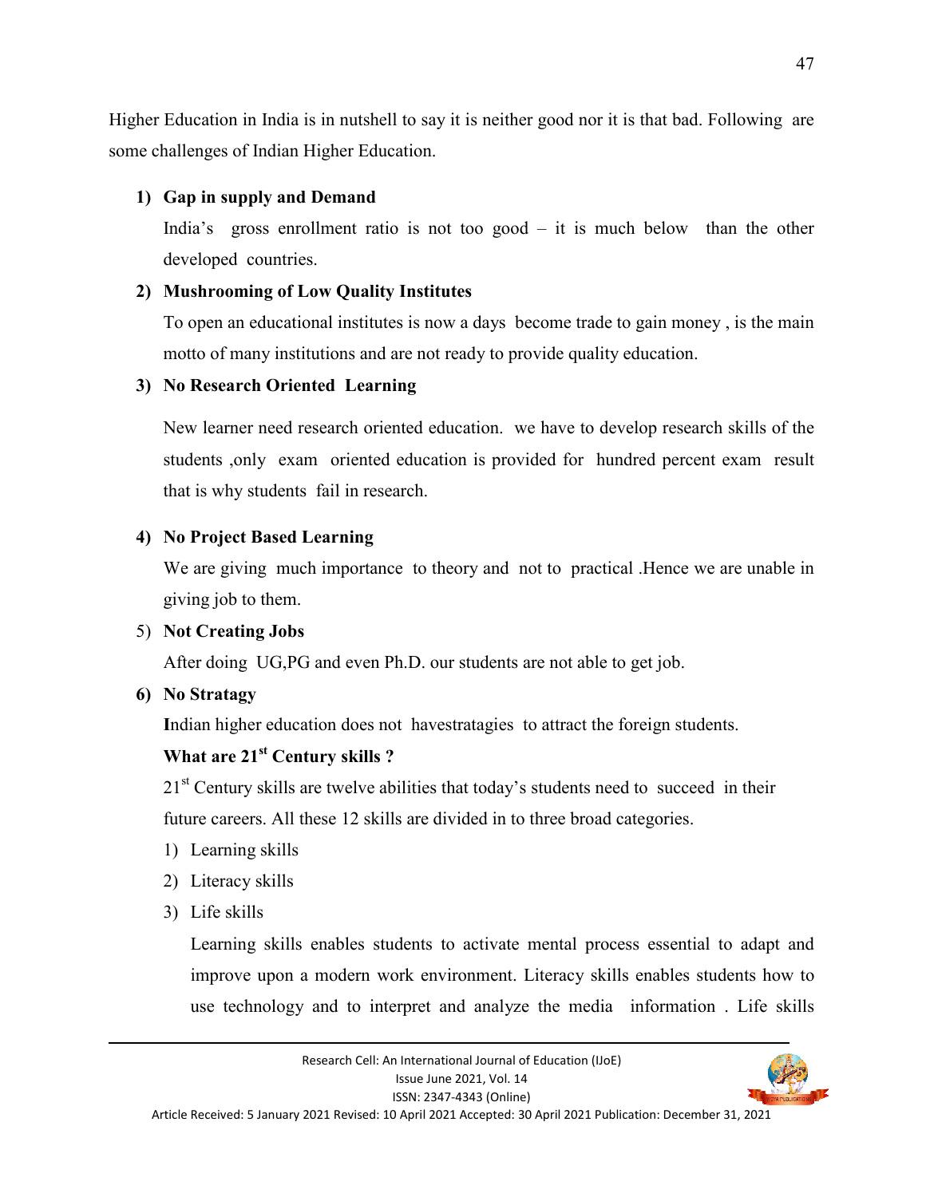Higher Education in India is in nutshell to say it is neither good nor it is that bad. Following are some challenges of Indian Higher Education.

1) **Gap in supply and Demand**

   India's gross enrollment ratio is not too good – it is much below than the other developed countries.

2) **Mushrooming of Low Quality Institutes**

   To open an educational institutes is now a days become trade to gain money , is the main motto of many institutions and are not ready to provide quality education.

3) **No Research Oriented Learning**

   New learner need research oriented education. we have to develop research skills of the students ,only exam oriented education is provided for hundred percent exam result that is why students fail in research.

4) **No Project Based Learning**

   We are giving much importance to theory and not to practical .Hence we are unable in giving job to them.

5) **Not Creating Jobs**

   After doing UG,PG and even Ph.D. our students are not able to get job.

6) **No Stratagy**

   **I**ndian higher education does not havestratagies to attract the foreign students.

### What are 21st Century skills ?

21st Century skills are twelve abilities that today's students need to succeed in their future careers. All these 12 skills are divided in to three broad categories.

1) Learning skills
2) Literacy skills
3) Life skills

Learning skills enables students to activate mental process essential to adapt and improve upon a modern work environment. Literacy skills enables students how to use technology and to interpret and analyze the media information . Life skills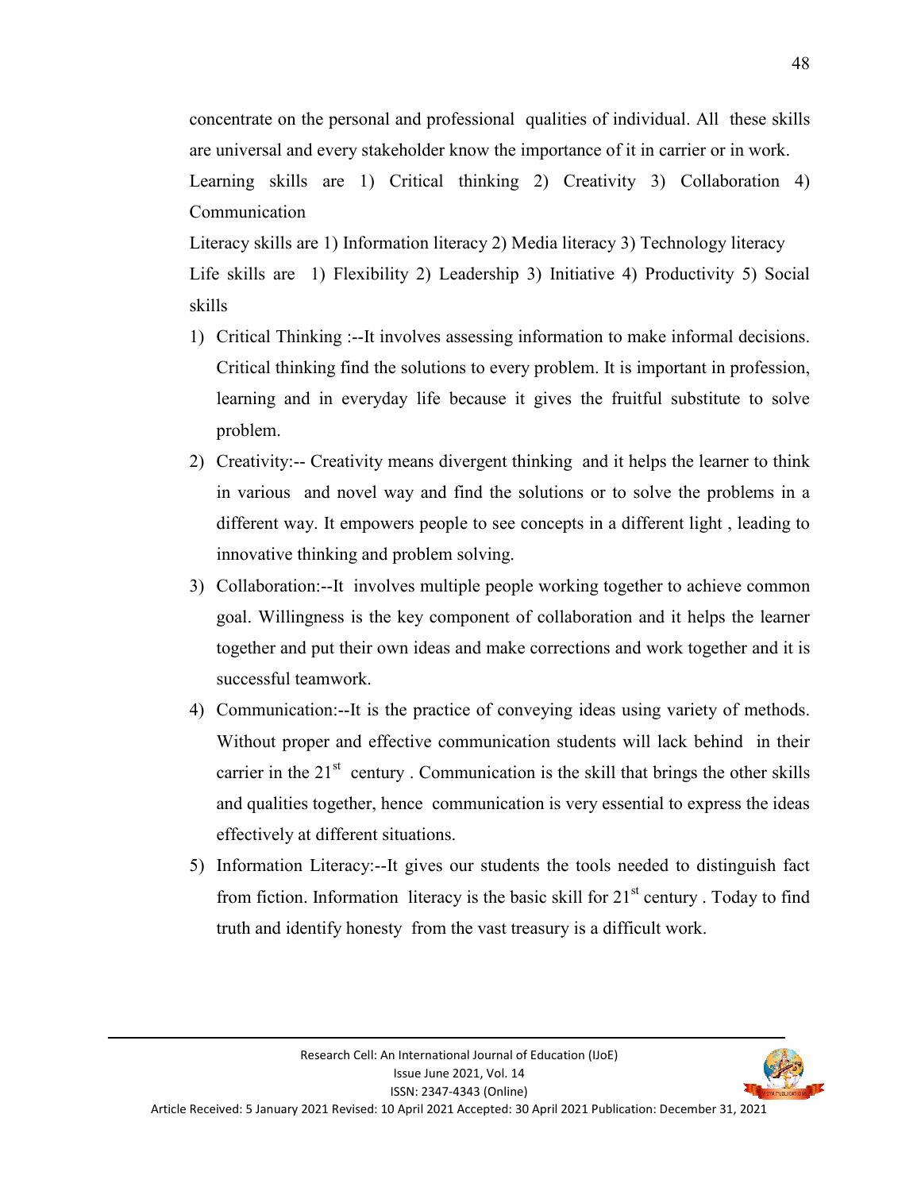concentrate on the personal and professional qualities of individual. All these skills are universal and every stakeholder know the importance of it in carrier or in work.

Learning skills are 1) Critical thinking 2) Creativity 3) Collaboration 4) Communication

Literacy skills are 1) Information literacy 2) Media literacy 3) Technology literacy

Life skills are 1) Flexibility 2) Leadership 3) Initiative 4) Productivity 5) Social skills

1) Critical Thinking :--It involves assessing information to make informal decisions. Critical thinking find the solutions to every problem. It is important in profession, learning and in everyday life because it gives the fruitful substitute to solve problem.
2) Creativity:-- Creativity means divergent thinking and it helps the learner to think in various and novel way and find the solutions or to solve the problems in a different way. It empowers people to see concepts in a different light , leading to innovative thinking and problem solving.
3) Collaboration:--It involves multiple people working together to achieve common goal. Willingness is the key component of collaboration and it helps the learner together and put their own ideas and make corrections and work together and it is successful teamwork.
4) Communication:--It is the practice of conveying ideas using variety of methods. Without proper and effective communication students will lack behind in their carrier in the 21st century . Communication is the skill that brings the other skills and qualities together, hence communication is very essential to express the ideas effectively at different situations.
5) Information Literacy:--It gives our students the tools needed to distinguish fact from fiction. Information literacy is the basic skill for 21st century . Today to find truth and identify honesty from the vast treasury is a difficult work.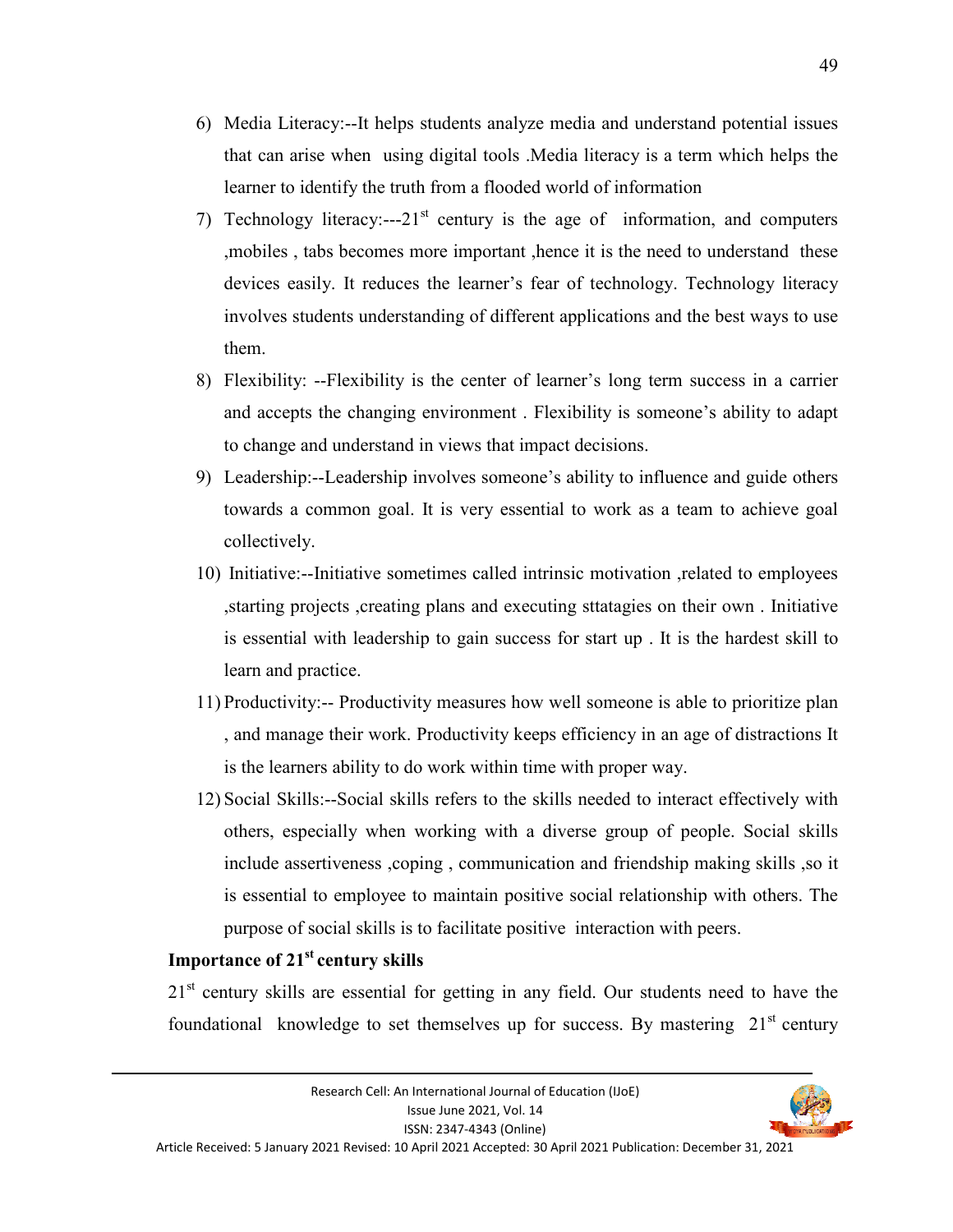6) Media Literacy:--It helps students analyze media and understand potential issues that can arise when using digital tools .Media literacy is a term which helps the learner to identify the truth from a flooded world of information

7) Technology literacy:---21st century is the age of information, and computers ,mobiles , tabs becomes more important ,hence it is the need to understand these devices easily. It reduces the learner's fear of technology. Technology literacy involves students understanding of different applications and the best ways to use them.

8) Flexibility: --Flexibility is the center of learner's long term success in a carrier and accepts the changing environment . Flexibility is someone's ability to adapt to change and understand in views that impact decisions.

9) Leadership:--Leadership involves someone's ability to influence and guide others towards a common goal. It is very essential to work as a team to achieve goal collectively.

10) Initiative:--Initiative sometimes called intrinsic motivation ,related to employees ,starting projects ,creating plans and executing sttatagies on their own . Initiative is essential with leadership to gain success for start up . It is the hardest skill to learn and practice.

11) Productivity:-- Productivity measures how well someone is able to prioritize plan , and manage their work. Productivity keeps efficiency in an age of distractions It is the learners ability to do work within time with proper way.

12) Social Skills:--Social skills refers to the skills needed to interact effectively with others, especially when working with a diverse group of people. Social skills include assertiveness ,coping , communication and friendship making skills ,so it is essential to employee to maintain positive social relationship with others. The purpose of social skills is to facilitate positive interaction with peers.

**Importance of 21st century skills**

21st century skills are essential for getting in any field. Our students need to have the foundational knowledge to set themselves up for success. By mastering 21st century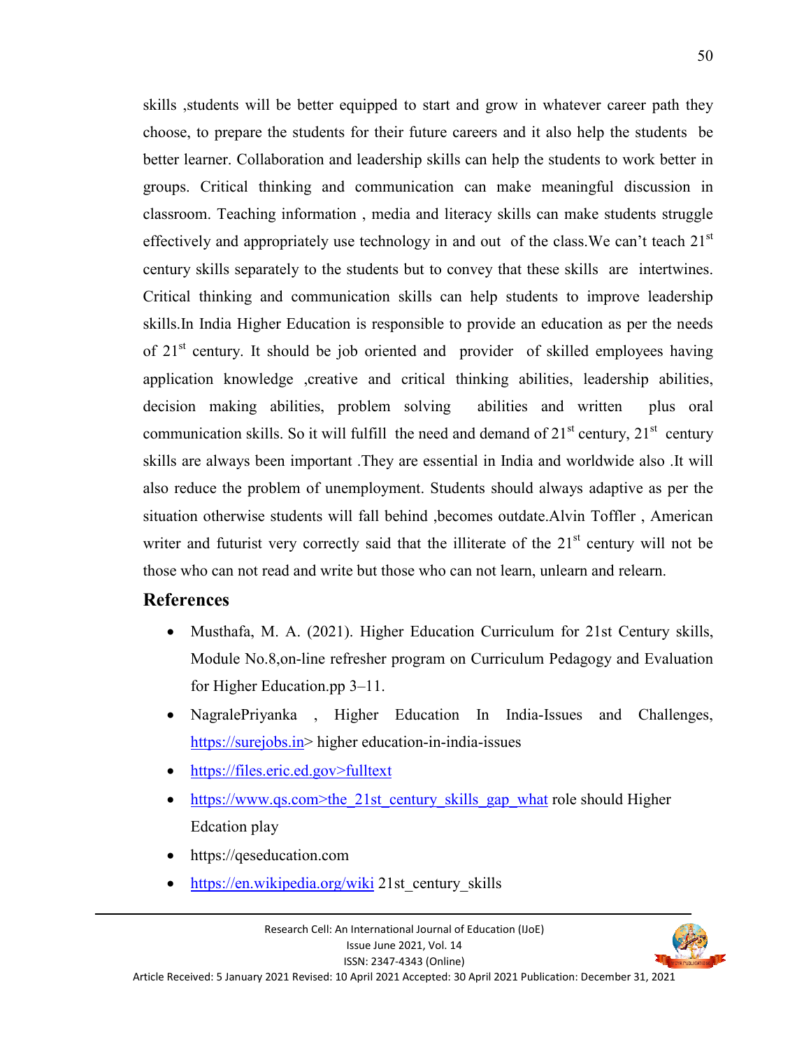skills ,students will be better equipped to start and grow in whatever career path they choose, to prepare the students for their future careers and it also help the students be better learner. Collaboration and leadership skills can help the students to work better in groups. Critical thinking and communication can make meaningful discussion in classroom. Teaching information , media and literacy skills can make students struggle effectively and appropriately use technology in and out of the class.We can't teach 21st century skills separately to the students but to convey that these skills are intertwines. Critical thinking and communication skills can help students to improve leadership skills.In India Higher Education is responsible to provide an education as per the needs of 21st century. It should be job oriented and provider of skilled employees having application knowledge ,creative and critical thinking abilities, leadership abilities, decision making abilities, problem solving abilities and written plus oral communication skills. So it will fulfill the need and demand of 21st century, 21st century skills are always been important .They are essential in India and worldwide also .It will also reduce the problem of unemployment. Students should always adaptive as per the situation otherwise students will fall behind ,becomes outdate.Alvin Toffler , American writer and futurist very correctly said that the illiterate of the 21st century will not be those who can not read and write but those who can not learn, unlearn and relearn.

## References

- Musthafa, M. A. (2021). Higher Education Curriculum for 21st Century skills, Module No.8,on-line refresher program on Curriculum Pedagogy and Evaluation for Higher Education.pp 3–11.
- NagralePriyanka , Higher Education In India-Issues and Challenges, https://surejobs.in> higher education-in-india-issues
- https://files.eric.ed.gov>fulltext
- https://www.qs.com>the_21st_century_skills_gap_what role should Higher Edcation play
- https://qeseducation.com
- https://en.wikipedia.org/wiki 21st_century_skills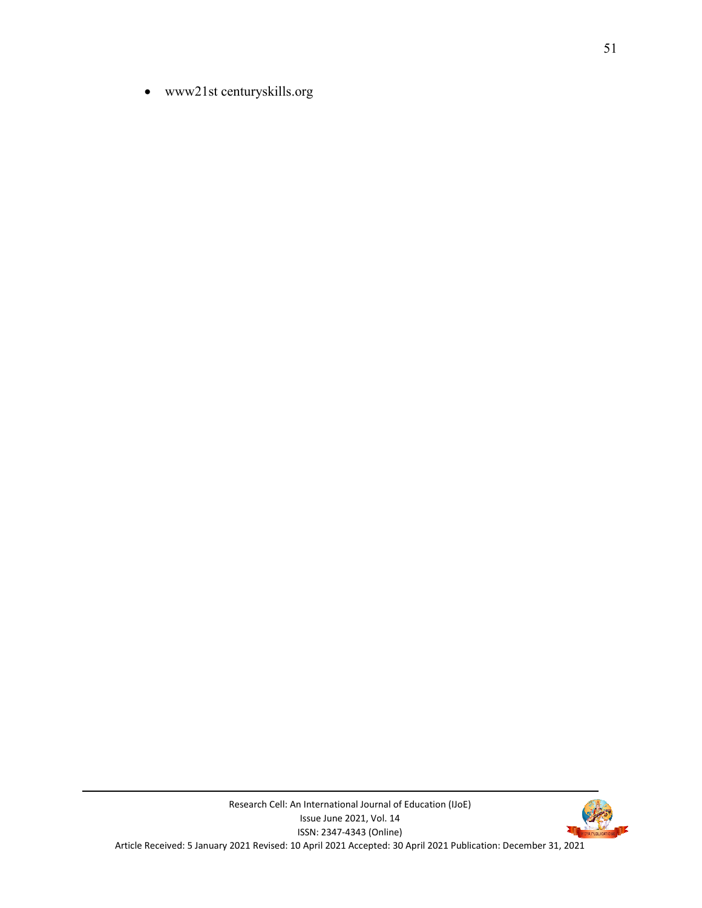- www21st centuryskills.org